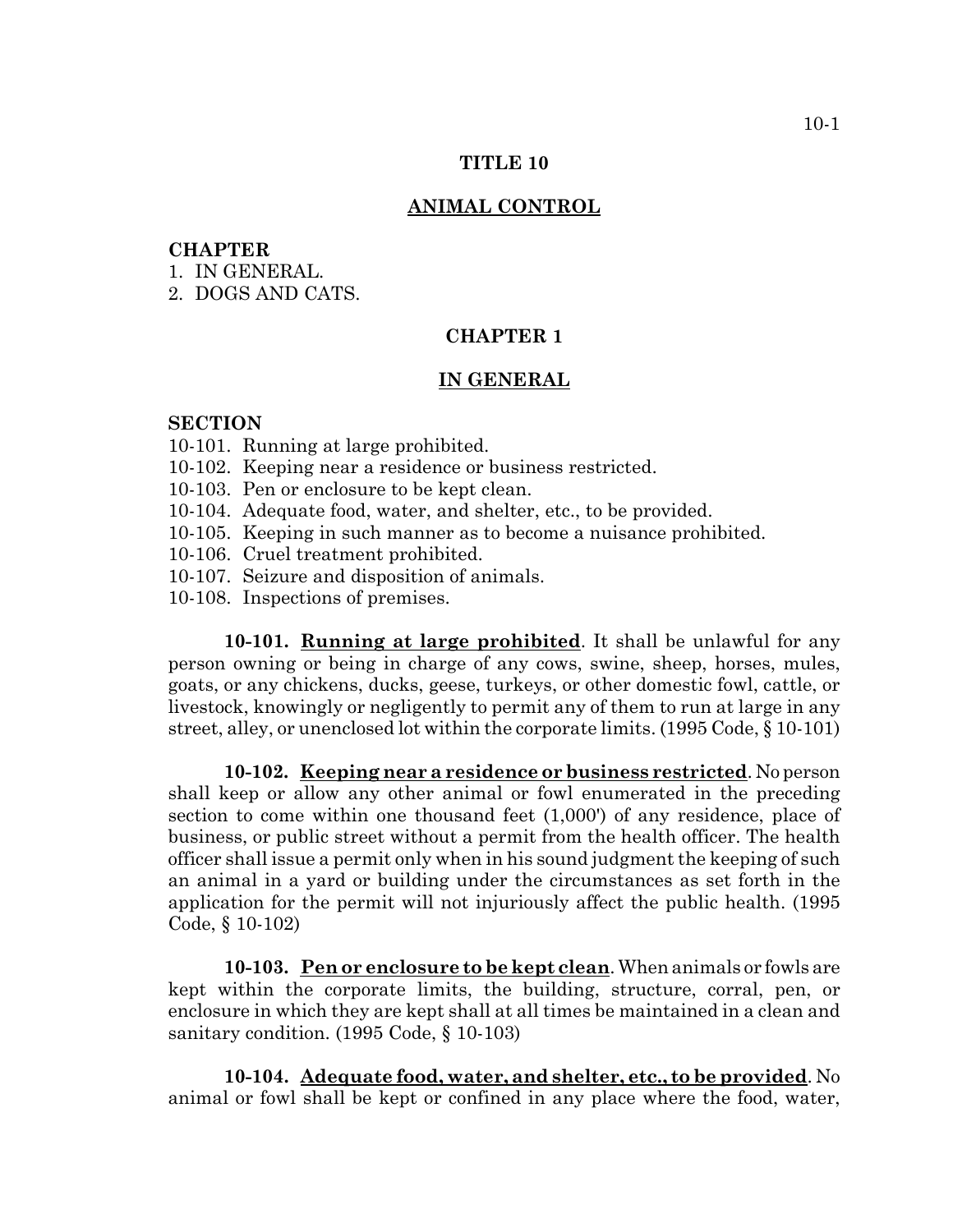# TITLE 10

## ANIMAL CONTROL

**CHAPTER**

1. IN GENERAL.
2. DOGS AND CATS.

## CHAPTER 1

## IN GENERAL

**SECTION**

10-101. Running at large prohibited.
10-102. Keeping near a residence or business restricted.
10-103. Pen or enclosure to be kept clean.
10-104. Adequate food, water, and shelter, etc., to be provided.
10-105. Keeping in such manner as to become a nuisance prohibited.
10-106. Cruel treatment prohibited.
10-107. Seizure and disposition of animals.
10-108. Inspections of premises.

**10-101. Running at large prohibited**. It shall be unlawful for any person owning or being in charge of any cows, swine, sheep, horses, mules, goats, or any chickens, ducks, geese, turkeys, or other domestic fowl, cattle, or livestock, knowingly or negligently to permit any of them to run at large in any street, alley, or unenclosed lot within the corporate limits. (1995 Code, § 10-101)

**10-102. Keeping near a residence or business restricted**. No person shall keep or allow any other animal or fowl enumerated in the preceding section to come within one thousand feet (1,000') of any residence, place of business, or public street without a permit from the health officer. The health officer shall issue a permit only when in his sound judgment the keeping of such an animal in a yard or building under the circumstances as set forth in the application for the permit will not injuriously affect the public health. (1995 Code, § 10-102)

**10-103. Pen or enclosure to be kept clean**. When animals or fowls are kept within the corporate limits, the building, structure, corral, pen, or enclosure in which they are kept shall at all times be maintained in a clean and sanitary condition. (1995 Code, § 10-103)

**10-104. Adequate food, water, and shelter, etc., to be provided**. No animal or fowl shall be kept or confined in any place where the food, water,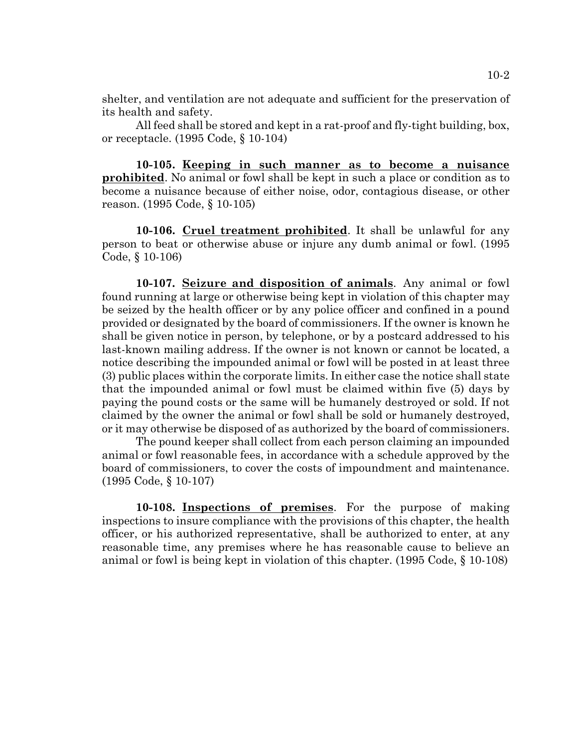shelter, and ventilation are not adequate and sufficient for the preservation of its health and safety.

All feed shall be stored and kept in a rat-proof and fly-tight building, box, or receptacle. (1995 Code, § 10-104)

**10-105. Keeping in such manner as to become a nuisance prohibited**. No animal or fowl shall be kept in such a place or condition as to become a nuisance because of either noise, odor, contagious disease, or other reason. (1995 Code, § 10-105)

**10-106. Cruel treatment prohibited**. It shall be unlawful for any person to beat or otherwise abuse or injure any dumb animal or fowl. (1995 Code, § 10-106)

**10-107. Seizure and disposition of animals**. Any animal or fowl found running at large or otherwise being kept in violation of this chapter may be seized by the health officer or by any police officer and confined in a pound provided or designated by the board of commissioners. If the owner is known he shall be given notice in person, by telephone, or by a postcard addressed to his last-known mailing address. If the owner is not known or cannot be located, a notice describing the impounded animal or fowl will be posted in at least three (3) public places within the corporate limits. In either case the notice shall state that the impounded animal or fowl must be claimed within five (5) days by paying the pound costs or the same will be humanely destroyed or sold. If not claimed by the owner the animal or fowl shall be sold or humanely destroyed, or it may otherwise be disposed of as authorized by the board of commissioners.

The pound keeper shall collect from each person claiming an impounded animal or fowl reasonable fees, in accordance with a schedule approved by the board of commissioners, to cover the costs of impoundment and maintenance. (1995 Code, § 10-107)

**10-108. Inspections of premises**. For the purpose of making inspections to insure compliance with the provisions of this chapter, the health officer, or his authorized representative, shall be authorized to enter, at any reasonable time, any premises where he has reasonable cause to believe an animal or fowl is being kept in violation of this chapter. (1995 Code, § 10-108)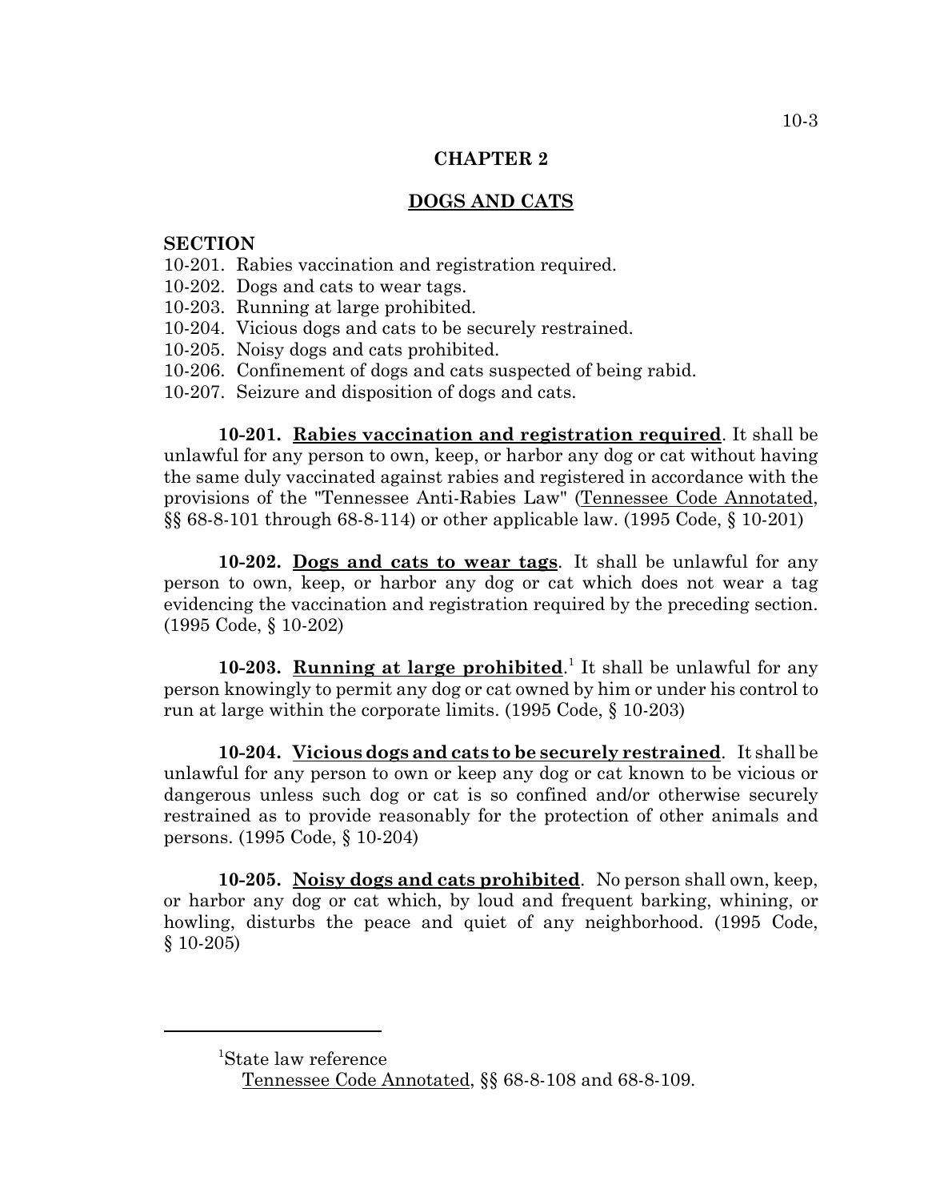# CHAPTER 2

## DOGS AND CATS

**SECTION**

10-201. Rabies vaccination and registration required.
10-202. Dogs and cats to wear tags.
10-203. Running at large prohibited.
10-204. Vicious dogs and cats to be securely restrained.
10-205. Noisy dogs and cats prohibited.
10-206. Confinement of dogs and cats suspected of being rabid.
10-207. Seizure and disposition of dogs and cats.

**10-201. Rabies vaccination and registration required**. It shall be unlawful for any person to own, keep, or harbor any dog or cat without having the same duly vaccinated against rabies and registered in accordance with the provisions of the "Tennessee Anti-Rabies Law" (Tennessee Code Annotated, §§ 68-8-101 through 68-8-114) or other applicable law. (1995 Code, § 10-201)

**10-202. Dogs and cats to wear tags**. It shall be unlawful for any person to own, keep, or harbor any dog or cat which does not wear a tag evidencing the vaccination and registration required by the preceding section. (1995 Code, § 10-202)

**10-203. Running at large prohibited**.[1] It shall be unlawful for any person knowingly to permit any dog or cat owned by him or under his control to run at large within the corporate limits. (1995 Code, § 10-203)

**10-204. Vicious dogs and cats to be securely restrained**. It shall be unlawful for any person to own or keep any dog or cat known to be vicious or dangerous unless such dog or cat is so confined and/or otherwise securely restrained as to provide reasonably for the protection of other animals and persons. (1995 Code, § 10-204)

**10-205. Noisy dogs and cats prohibited**. No person shall own, keep, or harbor any dog or cat which, by loud and frequent barking, whining, or howling, disturbs the peace and quiet of any neighborhood. (1995 Code, § 10-205)

---

[1]State law reference
Tennessee Code Annotated, §§ 68-8-108 and 68-8-109.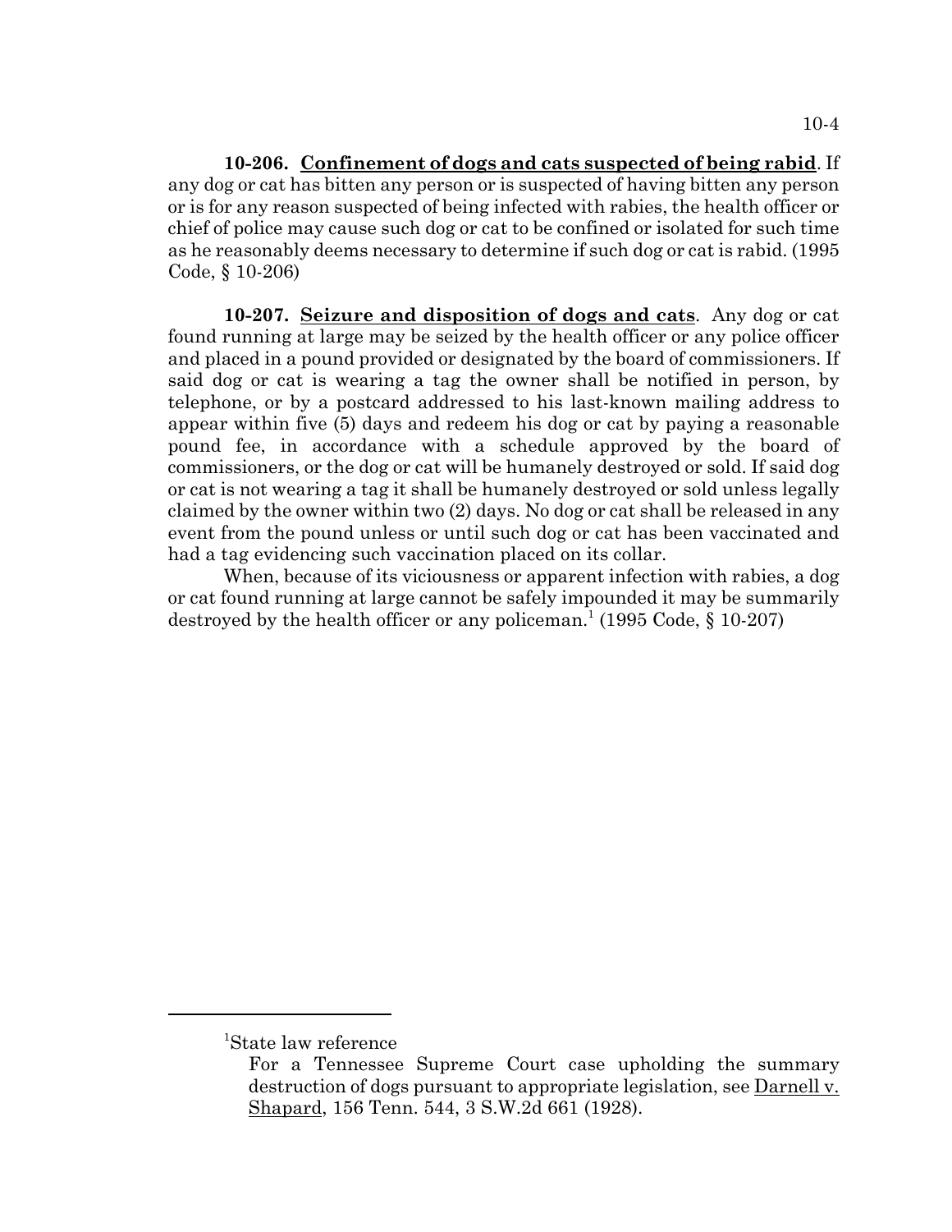**10-206. Confinement of dogs and cats suspected of being rabid**. If any dog or cat has bitten any person or is suspected of having bitten any person or is for any reason suspected of being infected with rabies, the health officer or chief of police may cause such dog or cat to be confined or isolated for such time as he reasonably deems necessary to determine if such dog or cat is rabid. (1995 Code, § 10-206)

**10-207. Seizure and disposition of dogs and cats**. Any dog or cat found running at large may be seized by the health officer or any police officer and placed in a pound provided or designated by the board of commissioners. If said dog or cat is wearing a tag the owner shall be notified in person, by telephone, or by a postcard addressed to his last-known mailing address to appear within five (5) days and redeem his dog or cat by paying a reasonable pound fee, in accordance with a schedule approved by the board of commissioners, or the dog or cat will be humanely destroyed or sold. If said dog or cat is not wearing a tag it shall be humanely destroyed or sold unless legally claimed by the owner within two (2) days. No dog or cat shall be released in any event from the pound unless or until such dog or cat has been vaccinated and had a tag evidencing such vaccination placed on its collar.

When, because of its viciousness or apparent infection with rabies, a dog or cat found running at large cannot be safely impounded it may be summarily destroyed by the health officer or any policeman.[1] (1995 Code, § 10-207)

---

[1]State law reference

For a Tennessee Supreme Court case upholding the summary destruction of dogs pursuant to appropriate legislation, see Darnell v. Shapard, 156 Tenn. 544, 3 S.W.2d 661 (1928).